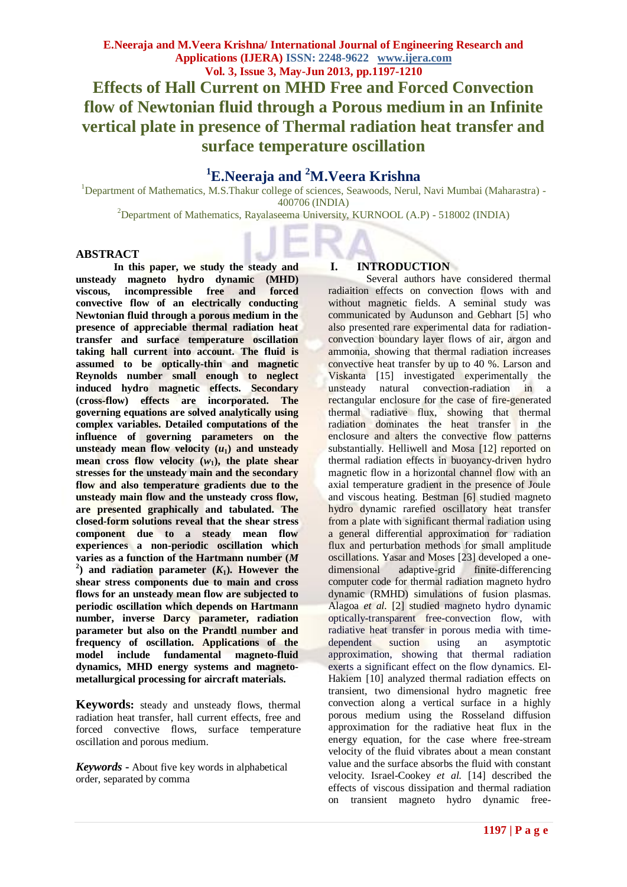# Effects of Hall Current on MHD Free and Forced Convection flow of Newtonian fluid through a Porous medium in an Infinite vertical plate in presence of Thermal radiation heat transfer and surface temperature oscillation

## [1]E.Neeraja and [2]M.Veera Krishna

[1]Department of Mathematics, M.S.Thakur college of sciences, Seawoods, Nerul, Navi Mumbai (Maharastra) - 400706 (INDIA)

[2]Department of Mathematics, Rayalaseema University, KURNOOL (A.P) - 518002 (INDIA)

## ABSTRACT

**In this paper, we study the steady and unsteady magneto hydro dynamic (MHD) viscous, incompressible free and forced convective flow of an electrically conducting Newtonian fluid through a porous medium in the presence of appreciable thermal radiation heat transfer and surface temperature oscillation taking hall current into account. The fluid is assumed to be optically-thin and magnetic Reynolds number small enough to neglect induced hydro magnetic effects. Secondary (cross-flow) effects are incorporated. The governing equations are solved analytically using complex variables. Detailed computations of the influence of governing parameters on the unsteady mean flow velocity ($u_1$) and unsteady mean cross flow velocity ($w_1$), the plate shear stresses for the unsteady main and the secondary flow and also temperature gradients due to the unsteady main flow and the unsteady cross flow, are presented graphically and tabulated. The closed-form solutions reveal that the shear stress component due to a steady mean flow experiences a non-periodic oscillation which varies as a function of the Hartmann number ($M^2$) and radiation parameter ($K_1$). However the shear stress components due to main and cross flows for an unsteady mean flow are subjected to periodic oscillation which depends on Hartmann number, inverse Darcy parameter, radiation parameter but also on the Prandtl number and frequency of oscillation. Applications of the model include fundamental magneto-fluid dynamics, MHD energy systems and magneto-metallurgical processing for aircraft materials.**

**Keywords:** steady and unsteady flows, thermal radiation heat transfer, hall current effects, free and forced convective flows, surface temperature oscillation and porous medium.

***Keywords* -** About five key words in alphabetical order, separated by comma

## I. INTRODUCTION

Several authors have considered thermal radiaition effects on convection flows with and without magnetic fields. A seminal study was communicated by Audunson and Gebhart [5] who also presented rare experimental data for radiation-convection boundary layer flows of air, argon and ammonia, showing that thermal radiation increases convective heat transfer by up to 40 %. Larson and Viskanta [15] investigated experimentally the unsteady natural convection-radiation in a rectangular enclosure for the case of fire-generated thermal radiative flux, showing that thermal radiation dominates the heat transfer in the enclosure and alters the convective flow patterns substantially. Helliwell and Mosa [12] reported on thermal radiation effects in buoyancy-driven hydro magnetic flow in a horizontal channel flow with an axial temperature gradient in the presence of Joule and viscous heating. Bestman [6] studied magneto hydro dynamic rarefied oscillatory heat transfer from a plate with significant thermal radiation using a general differential approximation for radiation flux and perturbation methods for small amplitude oscillations. Yasar and Moses [23] developed a one-dimensional adaptive-grid finite-differencing computer code for thermal radiation magneto hydro dynamic (RMHD) simulations of fusion plasmas. Alagoa *et al.* [2] studied magneto hydro dynamic optically-transparent free-convection flow, with radiative heat transfer in porous media with time-dependent suction using an asymptotic approximation, showing that thermal radiation exerts a significant effect on the flow dynamics. El-Hakiem [10] analyzed thermal radiation effects on transient, two dimensional hydro magnetic free convection along a vertical surface in a highly porous medium using the Rosseland diffusion approximation for the radiative heat flux in the energy equation, for the case where free-stream velocity of the fluid vibrates about a mean constant value and the surface absorbs the fluid with constant velocity. Israel-Cookey *et al.* [14] described the effects of viscous dissipation and thermal radiation on transient magneto hydro dynamic free-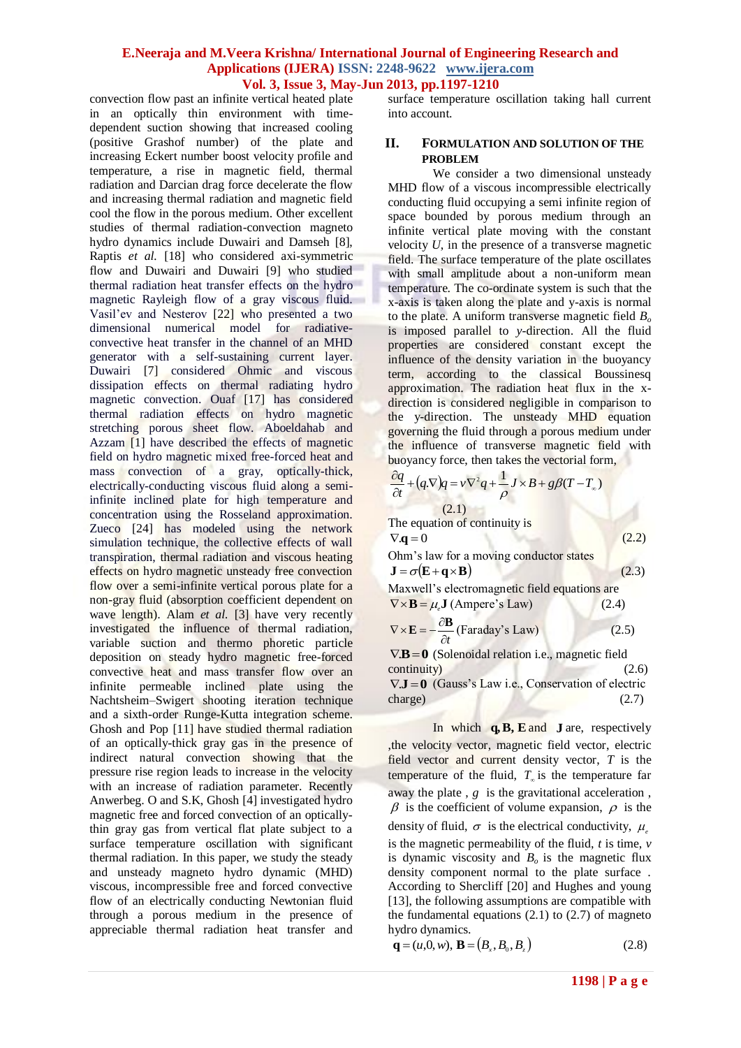convection flow past an infinite vertical heated plate in an optically thin environment with time-dependent suction showing that increased cooling (positive Grashof number) of the plate and increasing Eckert number boost velocity profile and temperature, a rise in magnetic field, thermal radiation and Darcian drag force decelerate the flow and increasing thermal radiation and magnetic field cool the flow in the porous medium. Other excellent studies of thermal radiation-convection magneto hydro dynamics include Duwairi and Damseh [8], Raptis *et al.* [18] who considered axi-symmetric flow and Duwairi and Duwairi [9] who studied thermal radiation heat transfer effects on the hydro magnetic Rayleigh flow of a gray viscous fluid. Vasil'ev and Nesterov [22] who presented a two dimensional numerical model for radiative-convective heat transfer in the channel of an MHD generator with a self-sustaining current layer. Duwairi [7] considered Ohmic and viscous dissipation effects on thermal radiating hydro magnetic convection. Ouaf [17] has considered thermal radiation effects on hydro magnetic stretching porous sheet flow. Aboeldahab and Azzam [1] have described the effects of magnetic field on hydro magnetic mixed free-forced heat and mass convection of a gray, optically-thick, electrically-conducting viscous fluid along a semi-infinite inclined plate for high temperature and concentration using the Rosseland approximation. Zueco [24] has modeled using the network simulation technique, the collective effects of wall transpiration, thermal radiation and viscous heating effects on hydro magnetic unsteady free convection flow over a semi-infinite vertical porous plate for a non-gray fluid (absorption coefficient dependent on wave length). Alam *et al.* [3] have very recently investigated the influence of thermal radiation, variable suction and thermo phoretic particle deposition on steady hydro magnetic free-forced convective heat and mass transfer flow over an infinite permeable inclined plate using the Nachtsheim–Swigert shooting iteration technique and a sixth-order Runge-Kutta integration scheme. Ghosh and Pop [11] have studied thermal radiation of an optically-thick gray gas in the presence of indirect natural convection showing that the pressure rise region leads to increase in the velocity with an increase of radiation parameter. Recently Anwerbeg. O and S.K, Ghosh [4] investigated hydro magnetic free and forced convection of an optically-thin gray gas from vertical flat plate subject to a surface temperature oscillation with significant thermal radiation. In this paper, we study the steady and unsteady magneto hydro dynamic (MHD) viscous, incompressible free and forced convective flow of an electrically conducting Newtonian fluid through a porous medium in the presence of appreciable thermal radiation heat transfer and surface temperature oscillation taking hall current into account.

## II. FORMULATION AND SOLUTION OF THE PROBLEM

We consider a two dimensional unsteady MHD flow of a viscous incompressible electrically conducting fluid occupying a semi infinite region of space bounded by porous medium through an infinite vertical plate moving with the constant velocity *U*, in the presence of a transverse magnetic field. The surface temperature of the plate oscillates with small amplitude about a non-uniform mean temperature. The co-ordinate system is such that the x-axis is taken along the plate and y-axis is normal to the plate. A uniform transverse magnetic field $B_o$ is imposed parallel to *y*-direction. All the fluid properties are considered constant except the influence of the density variation in the buoyancy term, according to the classical Boussinesq approximation. The radiation heat flux in the x-direction is considered negligible in comparison to the y-direction. The unsteady MHD equation governing the fluid through a porous medium under the influence of transverse magnetic field with buoyancy force, then takes the vectorial form,

$$\frac{\partial q}{\partial t} + (q.\nabla)q = \nu\nabla^2 q + \frac{1}{\rho} J \times B + g\beta(T - T_\infty) \tag{2.1}$$

The equation of continuity is

$$\nabla.\mathbf{q} = 0 \tag{2.2}$$

Ohm's law for a moving conductor states

$$\mathbf{J} = \sigma(\mathbf{E} + \mathbf{q} \times \mathbf{B}) \tag{2.3}$$

Maxwell's electromagnetic field equations are

$$\nabla \times \mathbf{B} = \mu_e \mathbf{J} \text{ (Ampere's Law)} \tag{2.4}$$

$$\nabla \times \mathbf{E} = -\frac{\partial \mathbf{B}}{\partial t} \text{ (Faraday's Law)} \tag{2.5}$$

$$\nabla.\mathbf{B} = \mathbf{0} \text{ (Solenoidal relation i.e., magnetic field continuity)} \tag{2.6}$$

$$\nabla.\mathbf{J} = \mathbf{0} \text{ (Gauss's Law i.e., Conservation of electric charge)} \tag{2.7}$$

In which $\mathbf{q}, \mathbf{B}, \mathbf{E}$ and $\mathbf{J}$ are, respectively ,the velocity vector, magnetic field vector, electric field vector and current density vector, $T$ is the temperature of the fluid, $T_\infty$ is the temperature far away the plate , $g$ is the gravitational acceleration , $\beta$ is the coefficient of volume expansion, $\rho$ is the density of fluid, $\sigma$ is the electrical conductivity, $\mu_e$ is the magnetic permeability of the fluid, $t$ is time, $v$ is dynamic viscosity and $B_o$ is the magnetic flux density component normal to the plate surface . According to Shercliff [20] and Hughes and young [13], the following assumptions are compatible with the fundamental equations (2.1) to (2.7) of magneto hydro dynamics.

$$\mathbf{q} = (u, 0, w),\ \mathbf{B} = (B_x, B_0, B_z) \tag{2.8}$$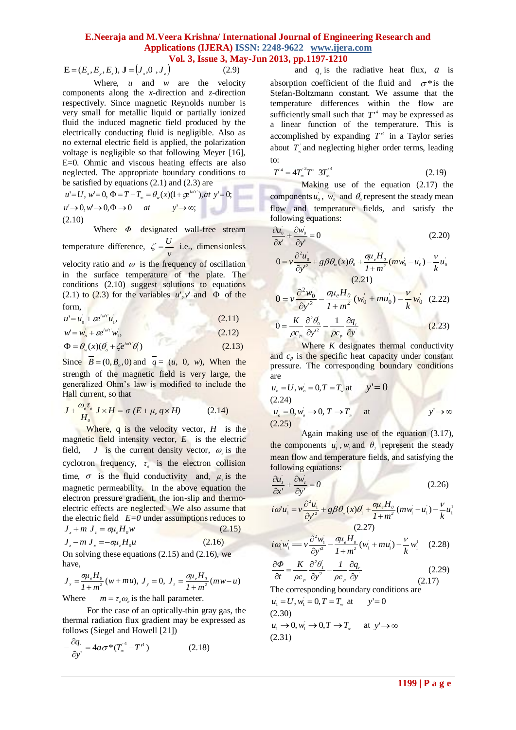$$\mathbf{E} = (E_x, E_y, E_z),\ \mathbf{J} = (J_x, 0, J_z) \tag{2.9}$$

Where, $u$ and $w$ are the velocity components along the $x$-direction and $z$-direction respectively. Since magnetic Reynolds number is very small for metallic liquid or partially ionized fluid the induced magnetic field produced by the electrically conducting fluid is negligible. Also as no external electric field is applied, the polarization voltage is negligible so that following Meyer [16], E=0. Ohmic and viscous heating effects are also neglected. The appropriate boundary conditions to be satisfied by equations (2.1) and (2.3) are

$$u' = U,\ w' = 0,\ \Phi = T - T_\infty = \theta_w(x)(1 + \varsigma e^{i\omega' t'}),\ at\ y' = 0;$$
$$u' \to 0, w' \to 0, \Phi \to 0 \quad at \quad y' \to \infty;$$
(2.10)

Where $\Phi$ designated wall-free stream temperature difference, $\zeta = \frac{U}{v}$ i.e., dimensionless velocity ratio and $\omega$ is the frequency of oscillation in the surface temperature of the plate. The conditions (2.10) suggest solutions to equations (2.1) to (2.3) for the variables $u', v'$ and $\Phi$ of the form,

$$u' = u_0' + \varepsilon e^{i\omega' t'} u_1', \tag{2.11}$$

$$w' = w_o' + \varepsilon e^{i\omega' t'} w_1', \tag{2.12}$$

$$\Phi = \theta_w(x)(\theta_o' + \zeta e^{i\omega' t'} \theta_1') \tag{2.13}$$

Since $\overline{B} = (0, B_0, 0)$ and $\overline{q} = (u,\ 0,\ w)$, When the strength of the magnetic field is very large, the generalized Ohm's law is modified to include the Hall current, so that

$$J + \frac{\omega_e \tau_e}{H_o} J \times H = \sigma\,(E + \mu_e\, q \times H) \tag{2.14}$$

Where, q is the velocity vector, $H$ is the magnetic field intensity vector, $E$ is the electric field, $J$ is the current density vector, $\omega_e$ is the cyclotron frequency, $\tau_e$ is the electron collision time, $\sigma$ is the fluid conductivity and, $\mu_e$ is the magnetic permeability. In the above equation the electron pressure gradient, the ion-slip and thermo-electric effects are neglected. We also assume that the electric field $E=0$ under assumptions reduces to

$$J_x + m\,J_z = \sigma\mu_e H_0 w \tag{2.15}$$

$$J_z - m\,J_x = -\sigma\mu_e H_0 u \tag{2.16}$$

On solving these equations (2.15) and (2.16), we have,

$$J_x = \frac{\sigma\mu_e H_0}{1+m^2}(w + mu),\ J_y = 0,\ J_z = \frac{\sigma\mu_e H_0}{1+m^2}(mw - u)$$

Where $m = \tau_e \omega_e$ is the hall parameter.

For the case of an optically-thin gray gas, the thermal radiation flux gradient may be expressed as follows (Siegel and Howell [21])

$$-\frac{\partial q_r}{\partial y'} = 4a\sigma^*(T_\infty'^4 - T'^4) \tag{2.18}$$

and $q_r$ is the radiative heat flux, $a$ is absorption coefficient of the fluid and $\sigma^*$is the Stefan-Boltzmann constant. We assume that the temperature differences within the flow are sufficiently small such that $T'^4$ may be expressed as a linear function of the temperature. This is accomplished by expanding $T'^4$ in a Taylor series about $T_\infty'$ and neglecting higher order terms, leading to:

$$T'^4 = 4T_\infty'^3 T' - 3T_\infty'^4 \tag{2.19}$$

Making use of the equation (2.17) the components $u_0'$, $w_0'$ and $\theta_0'$ represent the steady mean flow and temperature fields, and satisfy the following equations:

$$\frac{\partial u_0'}{\partial x'} + \frac{\partial w_0'}{\partial y'} = 0 \tag{2.20}$$

$$0 = v\frac{\partial^2 u_0'}{\partial y'^2} + g\beta\theta_w(x)\theta_0' + \frac{\sigma\mu_e H_0}{1+m^2}(mw_0' - u_0') - \frac{v}{k}u_0' \tag{2.21}$$

$$0 = v\frac{\partial^2 w_0'}{\partial y'^2} - \frac{\sigma\mu_e H_0}{1+m^2}(w_0' + mu_0') - \frac{v}{k}w_0' \tag{2.22}$$

$$0 = \frac{K}{\rho c_p}\frac{\partial^2 \theta_0'}{\partial y'^2} - \frac{1}{\rho c_p}\frac{\partial q_r}{\partial y'} \tag{2.23}$$

Where $K$ designates thermal conductivity and $c_p$ is the specific heat capacity under constant pressure. The corresponding boundary conditions are

$$u_o' = U, w_o' = 0, T = T_w \ \text{at} \quad y' = 0 \tag{2.24}$$

$$u_o' = 0, w_o' \to 0,\ T \to T_\infty \quad \text{at} \quad y' \to \infty \tag{2.25}$$

Again making use of the equation (3.17), the components $u_1', w_1'$ and $\theta_1$ represent the steady mean flow and temperature fields, and satisfying the following equations:

$$\frac{\partial u_1'}{\partial x'} + \frac{\partial w_1'}{\partial y'} = 0 \tag{2.26}$$

$$i\omega' u_1' = v\frac{\partial^2 u_1'}{\partial y'^2} + g\beta\theta_w(x)\theta_1' + \frac{\sigma\mu_e H_0}{1+m^2}(mw_1' - u_1') - \frac{v}{k}u_1' \tag{2.27}$$

$$i\omega_1' w_1' = v\frac{\partial^2 w_1'}{\partial y'^2} - \frac{\sigma\mu_e H_0}{1+m^2}(w_1' + mu_1') - \frac{v}{k}w_1' \tag{2.28}$$

$$\frac{\partial \Phi}{\partial t} = \frac{K}{\rho c_p}\frac{\partial^2 \theta_1'}{\partial y'^2} - \frac{1}{\rho c_p}\frac{\partial q_r}{\partial y'} \tag{2.29}$$

(2.17)

The corresponding boundary conditions are

$$u_1' = U, w_1' = 0, T = T_w \ \text{at} \quad y' = 0 \tag{2.30}$$

$$u_1' \to 0, w_1' \to 0, T \to T_\infty \quad \text{at} \ y' \to \infty \tag{2.31}$$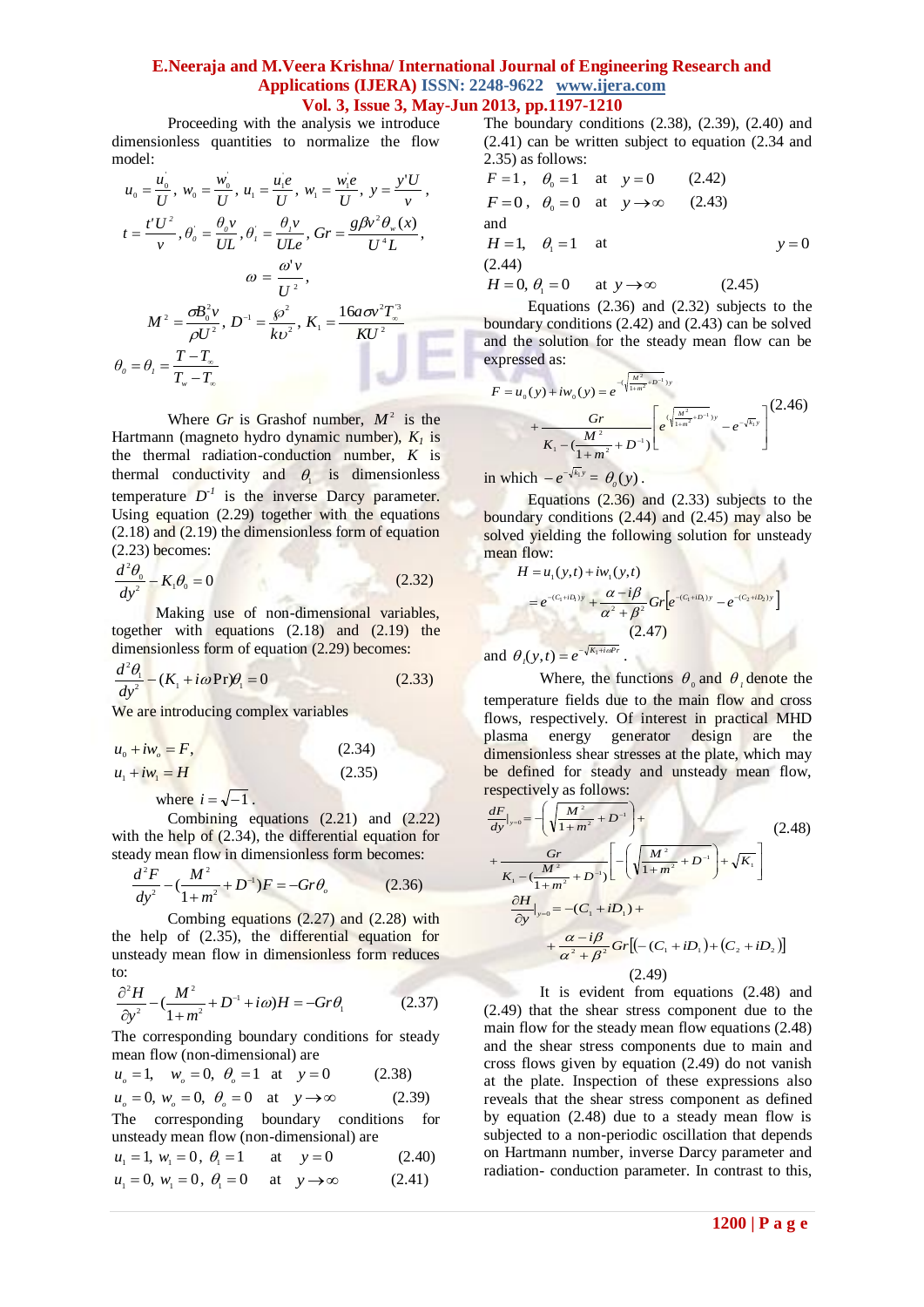Proceeding with the analysis we introduce dimensionless quantities to normalize the flow model:

$$u_0 = \frac{u_0'}{U},\ w_0 = \frac{w_0'}{U},\ u_1 = \frac{u_1' e}{U},\ w_1 = \frac{w_1' e}{U},\ y = \frac{y' U}{v},$$

$$t = \frac{t' U^2}{v},\ \theta_0' = \frac{\theta_0 v}{UL},\ \theta_1' = \frac{\theta_1 v}{ULe},\ Gr = \frac{g\beta v^2 \theta_w(x)}{U^4 L},$$

$$\omega = \frac{\omega' v}{U^2},$$

$$M^2 = \frac{\sigma B_0^2 v}{\rho U^2},\ D^{-1} = \frac{\wp^2}{k\upsilon^2},\ K_1 = \frac{16 a\sigma v^2 T_\infty^3}{KU^2}$$

$$\theta_0 = \theta_1 = \frac{T - T_\infty}{T_w - T_\infty}$$

Where $Gr$ is Grashof number, $M^2$ is the Hartmann (magneto hydro dynamic number), $K_1$ is the thermal radiation-conduction number, $K$ is thermal conductivity and $\theta_1$ is dimensionless temperature $D^{-1}$ is the inverse Darcy parameter. Using equation (2.29) together with the equations (2.18) and (2.19) the dimensionless form of equation (2.23) becomes:

$$\frac{d^2\theta_0}{dy^2} - K_1\theta_0 = 0 \qquad (2.32)$$

Making use of non-dimensional variables, together with equations (2.18) and (2.19) the dimensionless form of equation (2.29) becomes:

$$\frac{d^2\theta_1}{dy^2} - (K_1 + i\omega \Pr)\theta_1 = 0 \qquad (2.33)$$

We are introducing complex variables

$$u_0 + iw_o = F, \qquad (2.34)$$

$$u_1 + iw_1 = H \qquad (2.35)$$

where $i = \sqrt{-1}$.

Combining equations (2.21) and (2.22) with the help of (2.34), the differential equation for steady mean flow in dimensionless form becomes:

$$\frac{d^2F}{dy^2} - \left(\frac{M^2}{1+m^2} + D^{-1}\right)F = -Gr\theta_o \qquad (2.36)$$

Combing equations (2.27) and (2.28) with the help of (2.35), the differential equation for unsteady mean flow in dimensionless form reduces to:

$$\frac{\partial^2 H}{\partial y^2} - \left(\frac{M^2}{1+m^2} + D^{-1} + i\omega\right)H = -Gr\theta_1 \qquad (2.37)$$

The corresponding boundary conditions for steady mean flow (non-dimensional) are

$$u_o = 1,\quad w_o = 0,\ \theta_o = 1 \ \text{ at } \ y = 0 \qquad (2.38)$$

$$u_o = 0,\ w_o = 0,\ \theta_o = 0 \ \text{ at } \ y \to \infty \qquad (2.39)$$

The corresponding boundary conditions for unsteady mean flow (non-dimensional) are

$$u_1 = 1,\ w_1 = 0,\ \theta_1 = 1 \ \text{ at } \ y = 0 \qquad (2.40)$$

$$u_1 = 0,\ w_1 = 0,\ \theta_1 = 0 \ \text{ at } \ y \to \infty \qquad (2.41)$$

The boundary conditions (2.38), (2.39), (2.40) and (2.41) can be written subject to equation (2.34 and 2.35) as follows:

$$F = 1,\quad \theta_0 = 1 \ \text{ at } \ y = 0 \qquad (2.42)$$

$$F = 0,\quad \theta_0 = 0 \ \text{ at } \ y \to \infty \qquad (2.43)$$

and

$$H = 1,\quad \theta_1 = 1 \ \text{ at } \ y = 0 \qquad (2.44)$$

$$H = 0,\ \theta_1 = 0 \ \text{ at } \ y \to \infty \qquad (2.45)$$

Equations (2.36) and (2.32) subjects to the boundary conditions (2.42) and (2.43) can be solved and the solution for the steady mean flow can be expressed as:

$$F = u_0(y) + iw_0(y) = e^{-\left(\sqrt{\frac{M^2}{1+m^2} + D^{-1}}\right)y} + \frac{Gr}{K_1 - \left(\frac{M^2}{1+m^2} + D^{-1}\right)}\left[e^{\left(\sqrt{\frac{M^2}{1+m^2} + D^{-1}}\right)y} - e^{-\sqrt{k_1}y}\right] \qquad (2.46)$$

in which $-e^{-\sqrt{k_1}y} = \theta_0(y)$.

Equations (2.36) and (2.33) subjects to the boundary conditions (2.44) and (2.45) may also be solved yielding the following solution for unsteady mean flow:

$$H = u_1(y,t) + iw_1(y,t)$$

$$= e^{-(C_1 + iD_1)y} + \frac{\alpha - i\beta}{\alpha^2 + \beta^2} Gr\left[e^{-(C_1 + iD_1)y} - e^{-(C_2 + iD_2)y}\right] \qquad (2.47)$$

and $\theta_1(y,t) = e^{-\sqrt{K_1 + i\omega Pr}}$.

Where, the functions $\theta_0$ and $\theta_1$ denote the temperature fields due to the main flow and cross flows, respectively. Of interest in practical MHD plasma energy generator design are the dimensionless shear stresses at the plate, which may be defined for steady and unsteady mean flow, respectively as follows:

$$\frac{dF}{dy}\bigg|_{y=0} = -\left(\sqrt{\frac{M^2}{1+m^2} + D^{-1}}\right) + \frac{Gr}{K_1 - \left(\frac{M^2}{1+m^2} + D^{-1}\right)}\left[-\left(\sqrt{\frac{M^2}{1+m^2} + D^{-1}}\right) + \sqrt{K_1}\right] \qquad (2.48)$$

$$\frac{\partial H}{\partial y}\bigg|_{y=0} = -(C_1 + iD_1) + \frac{\alpha - i\beta}{\alpha^2 + \beta^2} Gr\left[\left(-(C_1 + iD_1)\right) + \left(C_2 + iD_2\right)\right] \qquad (2.49)$$

It is evident from equations (2.48) and (2.49) that the shear stress component due to the main flow for the steady mean flow equations (2.48) and the shear stress components due to main and cross flows given by equation (2.49) do not vanish at the plate. Inspection of these expressions also reveals that the shear stress component as defined by equation (2.48) due to a steady mean flow is subjected to a non-periodic oscillation that depends on Hartmann number, inverse Darcy parameter and radiation- conduction parameter. In contrast to this,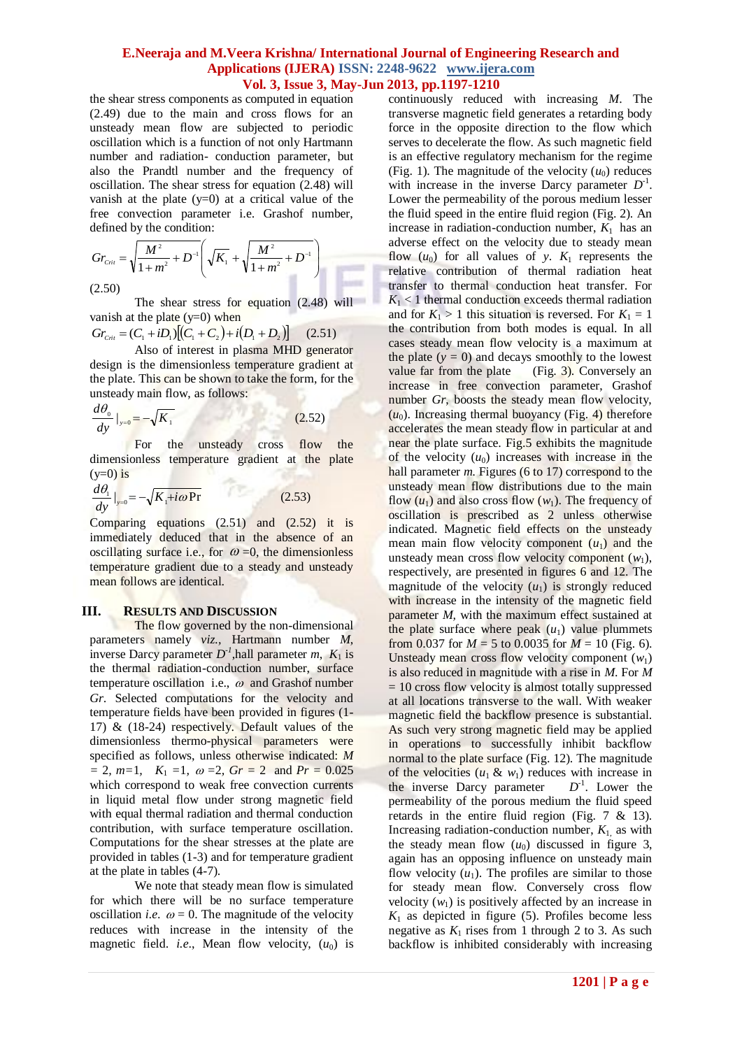the shear stress components as computed in equation (2.49) due to the main and cross flows for an unsteady mean flow are subjected to periodic oscillation which is a function of not only Hartmann number and radiation- conduction parameter, but also the Prandtl number and the frequency of oscillation. The shear stress for equation (2.48) will vanish at the plate (y=0) at a critical value of the free convection parameter i.e. Grashof number, defined by the condition:

$$Gr_{Crit} = \sqrt{\frac{M^2}{1+m^2} + D^{-1}}\left(\sqrt{K_1} + \sqrt{\frac{M^2}{1+m^2} + D^{-1}}\right) \tag{2.50}$$

The shear stress for equation (2.48) will vanish at the plate (y=0) when

$$Gr_{Crit} = (C_1 + iD_1)\left[(C_1 + C_2) + i(D_1 + D_2)\right] \tag{2.51}$$

Also of interest in plasma MHD generator design is the dimensionless temperature gradient at the plate. This can be shown to take the form, for the unsteady main flow, as follows:

$$\frac{d\theta_0}{dy}\Big|_{y=0} = -\sqrt{K_1} \tag{2.52}$$

For the unsteady cross flow the dimensionless temperature gradient at the plate (y=0) is

$$\frac{d\theta_1}{dy}\Big|_{y=0} = -\sqrt{K_1 + i\omega \Pr} \tag{2.53}$$

Comparing equations (2.51) and (2.52) it is immediately deduced that in the absence of an oscillating surface i.e., for $\omega$ =0, the dimensionless temperature gradient due to a steady and unsteady mean follows are identical.

## III. RESULTS AND DISCUSSION

The flow governed by the non-dimensional parameters namely *viz.,* Hartmann number *M*, inverse Darcy parameter $D^{-1}$,hall parameter *m*, $K_1$ is the thermal radiation-conduction number, surface temperature oscillation i.e., $\omega$ and Grashof number *Gr*. Selected computations for the velocity and temperature fields have been provided in figures (1-17) & (18-24) respectively. Default values of the dimensionless thermo-physical parameters were specified as follows, unless otherwise indicated: $M = 2$, $m$=1, $K_1$ =1, $\omega$ =2, $Gr$ = 2 and $Pr$ = 0.025 which correspond to weak free convection currents in liquid metal flow under strong magnetic field with equal thermal radiation and thermal conduction contribution, with surface temperature oscillation. Computations for the shear stresses at the plate are provided in tables (1-3) and for temperature gradient at the plate in tables (4-7).

We note that steady mean flow is simulated for which there will be no surface temperature oscillation *i.e.* $\omega$ = 0. The magnitude of the velocity reduces with increase in the intensity of the magnetic field. *i.e.,* Mean flow velocity, ($u_0$) is continuously reduced with increasing *M*. The transverse magnetic field generates a retarding body force in the opposite direction to the flow which serves to decelerate the flow. As such magnetic field is an effective regulatory mechanism for the regime (Fig. 1). The magnitude of the velocity ($u_0$) reduces with increase in the inverse Darcy parameter $D^{-1}$. Lower the permeability of the porous medium lesser the fluid speed in the entire fluid region (Fig. 2). An increase in radiation-conduction number, $K_1$ has an adverse effect on the velocity due to steady mean flow ($u_0$) for all values of *y*. $K_1$ represents the relative contribution of thermal radiation heat transfer to thermal conduction heat transfer. For $K_1 < 1$ thermal conduction exceeds thermal radiation and for $K_1 > 1$ this situation is reversed. For $K_1 = 1$ the contribution from both modes is equal. In all cases steady mean flow velocity is a maximum at the plate ($y = 0$) and decays smoothly to the lowest value far from the plate (Fig. 3). Conversely an increase in free convection parameter, Grashof number *Gr*, boosts the steady mean flow velocity, ($u_0$). Increasing thermal buoyancy (Fig. 4) therefore accelerates the mean steady flow in particular at and near the plate surface. Fig.5 exhibits the magnitude of the velocity ($u_0$) increases with increase in the hall parameter *m.* Figures (6 to 17) correspond to the unsteady mean flow distributions due to the main flow ($u_1$) and also cross flow ($w_1$). The frequency of oscillation is prescribed as 2 unless otherwise indicated. Magnetic field effects on the unsteady mean main flow velocity component ($u_1$) and the unsteady mean cross flow velocity component ($w_1$), respectively, are presented in figures 6 and 12. The magnitude of the velocity ($u_1$) is strongly reduced with increase in the intensity of the magnetic field parameter *M*, with the maximum effect sustained at the plate surface where peak ($u_1$) value plummets from 0.037 for *M* = 5 to 0.0035 for *M* = 10 (Fig. 6). Unsteady mean cross flow velocity component ($w_1$) is also reduced in magnitude with a rise in *M*. For *M* = 10 cross flow velocity is almost totally suppressed at all locations transverse to the wall. With weaker magnetic field the backflow presence is substantial. As such very strong magnetic field may be applied in operations to successfully inhibit backflow normal to the plate surface (Fig. 12). The magnitude of the velocities ($u_1$ & $w_1$) reduces with increase in the inverse Darcy parameter $D^{-1}$. Lower the permeability of the porous medium the fluid speed retards in the entire fluid region (Fig. 7 & 13). Increasing radiation-conduction number, $K_1$, as with the steady mean flow ($u_0$) discussed in figure 3, again has an opposing influence on unsteady main flow velocity ($u_1$). The profiles are similar to those for steady mean flow. Conversely cross flow velocity ($w_1$) is positively affected by an increase in $K_1$ as depicted in figure (5). Profiles become less negative as $K_1$ rises from 1 through 2 to 3. As such backflow is inhibited considerably with increasing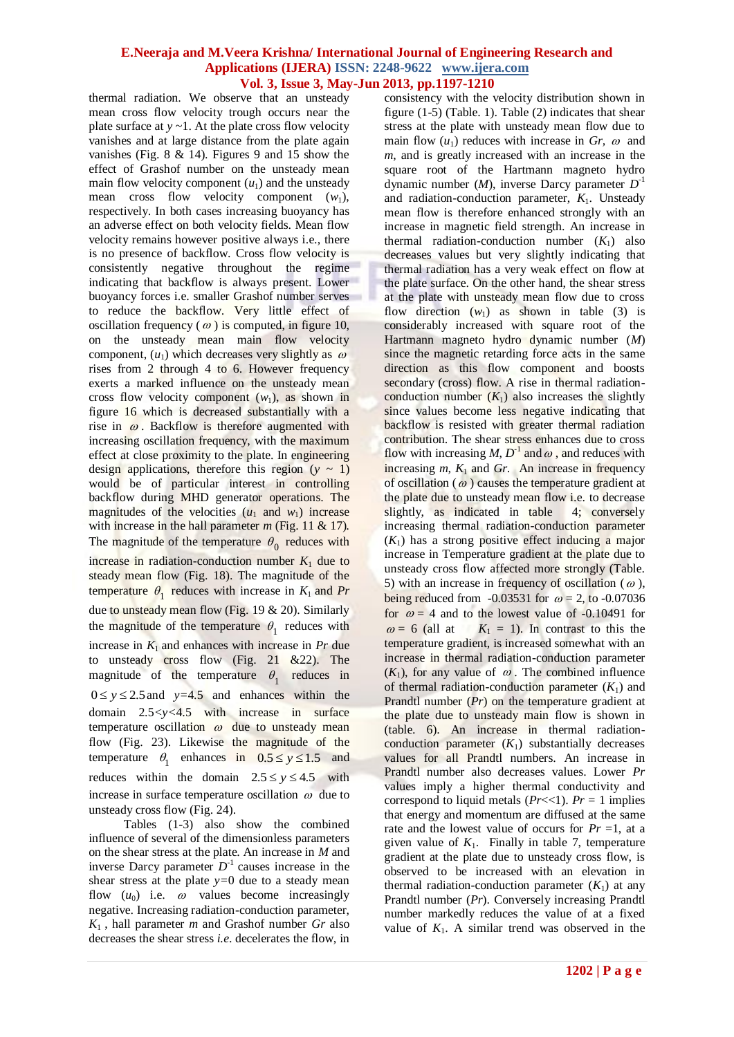thermal radiation. We observe that an unsteady mean cross flow velocity trough occurs near the plate surface at $y$ ~1. At the plate cross flow velocity vanishes and at large distance from the plate again vanishes (Fig. 8 & 14). Figures 9 and 15 show the effect of Grashof number on the unsteady mean main flow velocity component ($u_1$) and the unsteady mean cross flow velocity component ($w_1$), respectively. In both cases increasing buoyancy has an adverse effect on both velocity fields. Mean flow velocity remains however positive always i.e., there is no presence of backflow. Cross flow velocity is consistently negative throughout the regime indicating that backflow is always present. Lower buoyancy forces i.e. smaller Grashof number serves to reduce the backflow. Very little effect of oscillation frequency ($\omega$) is computed, in figure 10, on the unsteady mean main flow velocity component, ($u_1$) which decreases very slightly as $\omega$ rises from 2 through 4 to 6. However frequency exerts a marked influence on the unsteady mean cross flow velocity component ($w_1$), as shown in figure 16 which is decreased substantially with a rise in $\omega$. Backflow is therefore augmented with increasing oscillation frequency, with the maximum effect at close proximity to the plate. In engineering design applications, therefore this region ($y$ ~ 1) would be of particular interest in controlling backflow during MHD generator operations. The magnitudes of the velocities ($u_1$ and $w_1$) increase with increase in the hall parameter $m$ (Fig. 11 & 17). The magnitude of the temperature $\theta_0$ reduces with increase in radiation-conduction number $K_1$ due to steady mean flow (Fig. 18). The magnitude of the temperature $\theta_1$ reduces with increase in $K_1$ and $Pr$ due to unsteady mean flow (Fig. 19 & 20). Similarly the magnitude of the temperature $\theta_1$ reduces with increase in $K_1$ and enhances with increase in $Pr$ due to unsteady cross flow (Fig. 21 &22). The magnitude of the temperature $\theta_1$ reduces in $0 \le y \le 2.5$ and $y$=4.5 and enhances within the domain $2.5<y<4.5$ with increase in surface temperature oscillation $\omega$ due to unsteady mean flow (Fig. 23). Likewise the magnitude of the temperature $\theta_1$ enhances in $0.5 \le y \le 1.5$ and reduces within the domain $2.5 \le y \le 4.5$ with increase in surface temperature oscillation $\omega$ due to unsteady cross flow (Fig. 24).

Tables (1-3) also show the combined influence of several of the dimensionless parameters on the shear stress at the plate. An increase in $M$ and inverse Darcy parameter $D^{-1}$ causes increase in the shear stress at the plate $y$=0 due to a steady mean flow ($u_0$) i.e. $\omega$ values become increasingly negative. Increasing radiation-conduction parameter, $K_1$ , hall parameter $m$ and Grashof number $Gr$ also decreases the shear stress *i.e.* decelerates the flow, in consistency with the velocity distribution shown in figure (1-5) (Table. 1). Table (2) indicates that shear stress at the plate with unsteady mean flow due to main flow ($u_1$) reduces with increase in $Gr$, $\omega$ and $m$, and is greatly increased with an increase in the square root of the Hartmann magneto hydro dynamic number ($M$), inverse Darcy parameter $D^{-1}$ and radiation-conduction parameter, $K_1$. Unsteady mean flow is therefore enhanced strongly with an increase in magnetic field strength. An increase in thermal radiation-conduction number ($K_1$) also decreases values but very slightly indicating that thermal radiation has a very weak effect on flow at the plate surface. On the other hand, the shear stress at the plate with unsteady mean flow due to cross flow direction ($w_1$) as shown in table (3) is considerably increased with square root of the Hartmann magneto hydro dynamic number ($M$) since the magnetic retarding force acts in the same direction as this flow component and boosts secondary (cross) flow. A rise in thermal radiation-conduction number ($K_1$) also increases the slightly since values become less negative indicating that backflow is resisted with greater thermal radiation contribution. The shear stress enhances due to cross flow with increasing $M$, $D^{-1}$ and $\omega$, and reduces with increasing $m$, $K_1$ and $Gr$. An increase in frequency of oscillation ($\omega$) causes the temperature gradient at the plate due to unsteady mean flow i.e. to decrease slightly, as indicated in table 4; conversely increasing thermal radiation-conduction parameter ($K_1$) has a strong positive effect inducing a major increase in Temperature gradient at the plate due to unsteady cross flow affected more strongly (Table. 5) with an increase in frequency of oscillation ($\omega$), being reduced from -0.03531 for $\omega$ = 2, to -0.07036 for $\omega$ = 4 and to the lowest value of -0.10491 for $\omega$ = 6 (all at $K_1$ = 1). In contrast to this the temperature gradient, is increased somewhat with an increase in thermal radiation-conduction parameter ($K_1$), for any value of $\omega$. The combined influence of thermal radiation-conduction parameter ($K_1$) and Prandtl number ($Pr$) on the temperature gradient at the plate due to unsteady main flow is shown in (table. 6). An increase in thermal radiation-conduction parameter ($K_1$) substantially decreases values for all Prandtl numbers. An increase in Prandtl number also decreases values. Lower $Pr$ values imply a higher thermal conductivity and correspond to liquid metals ($Pr$<<1). $Pr$ = 1 implies that energy and momentum are diffused at the same rate and the lowest value of occurs for $Pr$ =1, at a given value of $K_1$. Finally in table 7, temperature gradient at the plate due to unsteady cross flow, is observed to be increased with an elevation in thermal radiation-conduction parameter ($K_1$) at any Prandtl number ($Pr$). Conversely increasing Prandtl number markedly reduces the value of at a fixed value of $K_1$. A similar trend was observed in the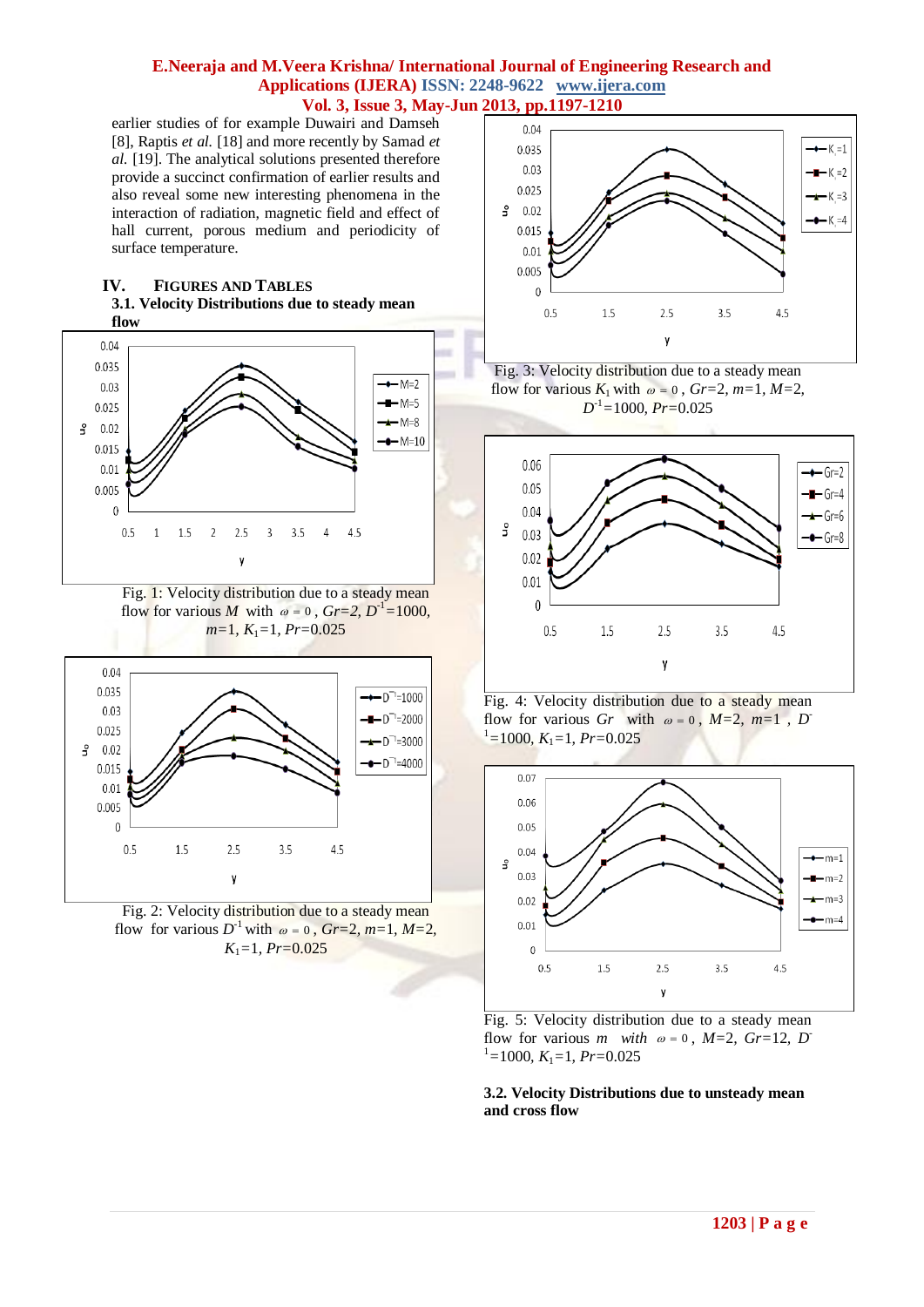earlier studies of for example Duwairi and Damseh [8], Raptis *et al.* [18] and more recently by Samad *et al.* [19]. The analytical solutions presented therefore provide a succinct confirmation of earlier results and also reveal some new interesting phenomena in the interaction of radiation, magnetic field and effect of hall current, porous medium and periodicity of surface temperature.

## IV. FIGURES AND TABLES

### 3.1. Velocity Distributions due to steady mean flow

Fig. 1: Velocity distribution due to a steady mean flow for various $M$ with $\omega = 0$, $Gr=2$, $D^{-1}=1000$, $m=1$, $K_1=1$, $Pr=0.025$

Fig. 2: Velocity distribution due to a steady mean flow for various $D^{-1}$ with $\omega = 0$, $Gr=2$, $m=1$, $M=2$, $K_1=1$, $Pr=0.025$

Fig. 3: Velocity distribution due to a steady mean flow for various $K_1$ with $\omega = 0$, $Gr=2$, $m=1$, $M=2$, $D^{-1}=1000$, $Pr=0.025$

Fig. 4: Velocity distribution due to a steady mean flow for various $Gr$ with $\omega = 0$, $M=2$, $m=1$, $D^{-1}=1000$, $K_1=1$, $Pr=0.025$

Fig. 5: Velocity distribution due to a steady mean flow for various $m$ with $\omega = 0$, $M=2$, $Gr=12$, $D^{-1}=1000$, $K_1=1$, $Pr=0.025$

### 3.2. Velocity Distributions due to unsteady mean and cross flow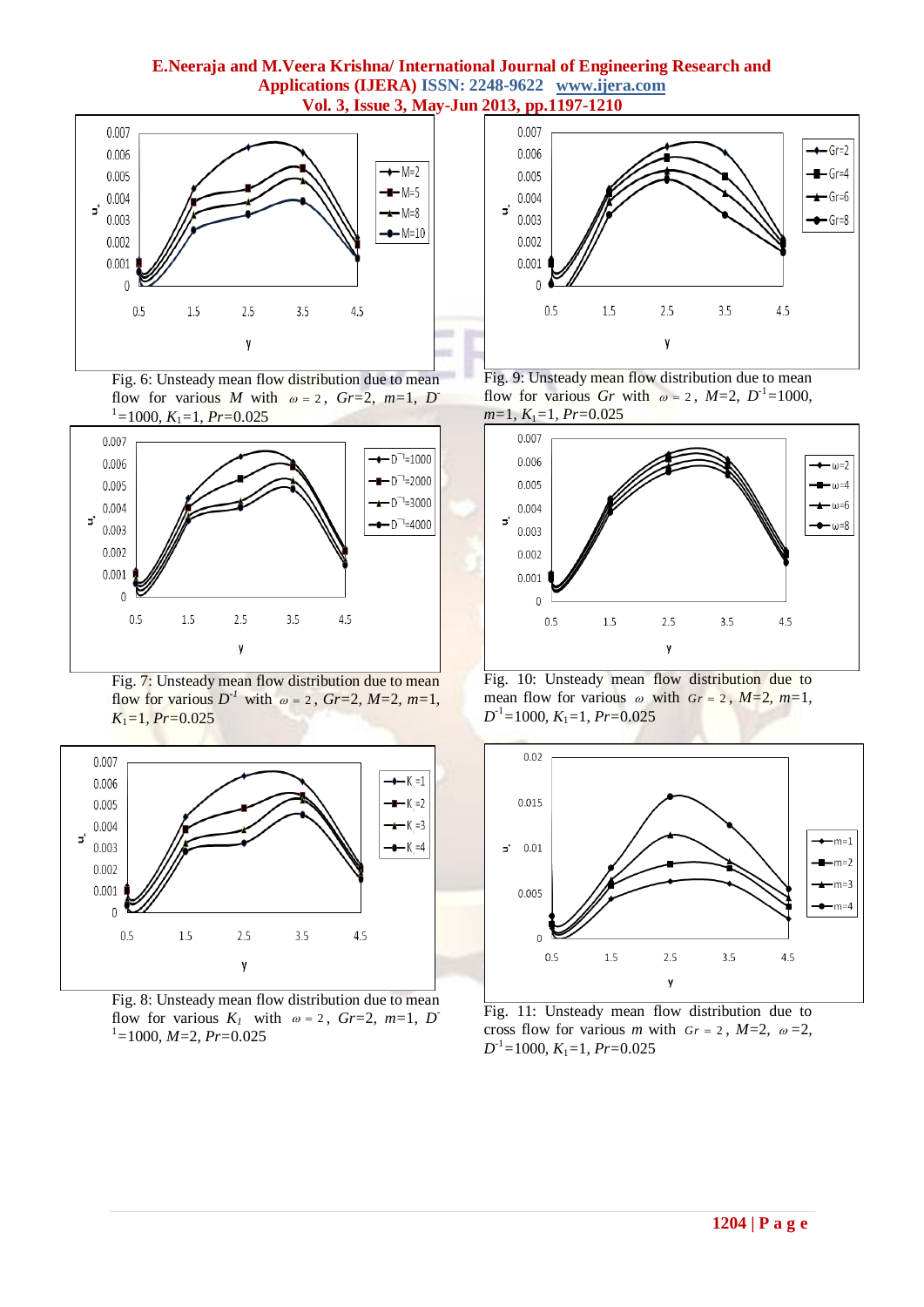Fig. 6: Unsteady mean flow distribution due to mean flow for various $M$ with $\omega = 2$, $Gr$=2, $m$=1, $D^{-1}$=1000, $K_1$=1, $Pr$=0.025

Fig. 9: Unsteady mean flow distribution due to mean flow for various $Gr$ with $\omega = 2$, $M$=2, $D^{-1}$=1000, $m$=1, $K_1$=1, $Pr$=0.025

Fig. 7: Unsteady mean flow distribution due to mean flow for various $D^{-1}$ with $\omega = 2$, $Gr$=2, $M$=2, $m$=1, $K_1$=1, $Pr$=0.025

Fig. 10: Unsteady mean flow distribution due to mean flow for various $\omega$ with $Gr = 2$, $M$=2, $m$=1, $D^{-1}$=1000, $K_1$=1, $Pr$=0.025

Fig. 8: Unsteady mean flow distribution due to mean flow for various $K_1$ with $\omega = 2$, $Gr$=2, $m$=1, $D^{-1}$=1000, $M$=2, $Pr$=0.025

Fig. 11: Unsteady mean flow distribution due to cross flow for various $m$ with $Gr = 2$, $M$=2, $\omega$=2, $D^{-1}$=1000, $K_1$=1, $Pr$=0.025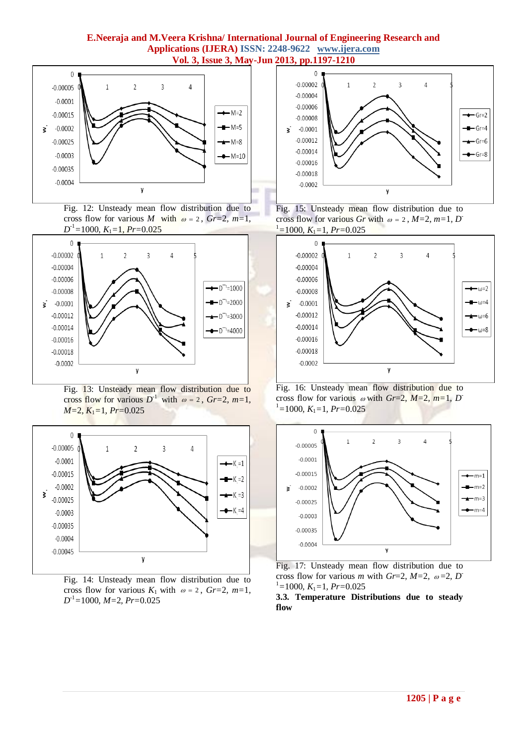Fig. 12: Unsteady mean flow distribution due to cross flow for various $M$ with $\omega = 2$, $Gr$=2, $m$=1, $D^{-1}$=1000, $K_1$=1, $Pr$=0.025

Fig. 13: Unsteady mean flow distribution due to cross flow for various $D^{-1}$ with $\omega = 2$, $Gr$=2, $m$=1, $M$=2, $K_1$=1, $Pr$=0.025

Fig. 14: Unsteady mean flow distribution due to cross flow for various $K_1$ with $\omega = 2$, $Gr$=2, $m$=1, $D^{-1}$=1000, $M$=2, $Pr$=0.025

Fig. 15: Unsteady mean flow distribution due to cross flow for various $Gr$ with $\omega = 2$, $M$=2, $m$=1, $D^{-1}$=1000, $K_1$=1, $Pr$=0.025

Fig. 16: Unsteady mean flow distribution due to cross flow for various $\omega$ with $Gr$=2, $M$=2, $m$=1, $D^{-1}$=1000, $K_1$=1, $Pr$=0.025

Fig. 17: Unsteady mean flow distribution due to cross flow for various $m$ with $Gr$=2, $M$=2, $\omega$=2, $D^{-1}$=1000, $K_1$=1, $Pr$=0.025

### 3.3. Temperature Distributions due to steady flow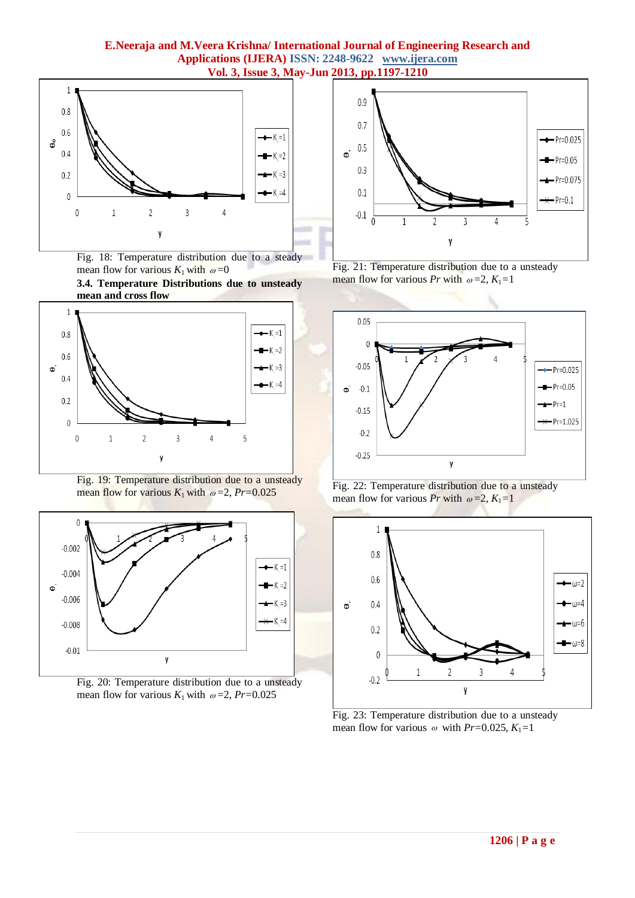Fig. 18: Temperature distribution due to a steady mean flow for various $K_1$ with $\omega=0$

### 3.4. Temperature Distributions due to unsteady mean and cross flow

Fig. 19: Temperature distribution due to a unsteady mean flow for various $K_1$ with $\omega=2$, $Pr=0.025$

Fig. 20: Temperature distribution due to a unsteady mean flow for various $K_1$ with $\omega=2$, $Pr=0.025$

Fig. 21: Temperature distribution due to a unsteady mean flow for various $Pr$ with $\omega=2$, $K_1=1$

Fig. 22: Temperature distribution due to a unsteady mean flow for various $Pr$ with $\omega=2$, $K_1=1$

Fig. 23: Temperature distribution due to a unsteady mean flow for various $\omega$ with $Pr=0.025$, $K_1=1$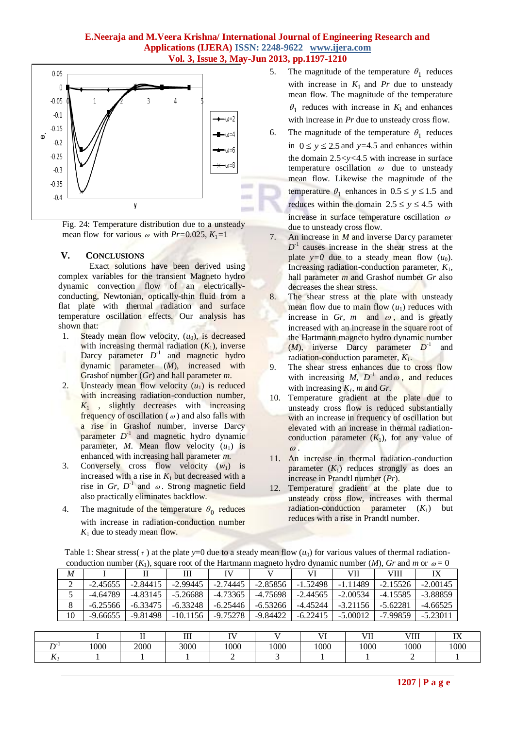Fig. 24: Temperature distribution due to a unsteady mean flow for various $\omega$ with $Pr$=0.025, $K_1$=1

## V. CONCLUSIONS

Exact solutions have been derived using complex variables for the transient Magneto hydro dynamic convection flow of an electrically-conducting, Newtonian, optically-thin fluid from a flat plate with thermal radiation and surface temperature oscillation effects. Our analysis has shown that:

1. Steady mean flow velocity, ($u_0$), is decreased with increasing thermal radiation ($K_1$), inverse Darcy parameter $D^{-1}$ and magnetic hydro dynamic parameter ($M$), increased with Grashof number ($Gr$) and hall parameter $m$.
2. Unsteady mean flow velocity ($u_1$) is reduced with increasing radiation-conduction number, $K_1$, slightly decreases with increasing frequency of oscillation ($\omega$) and also falls with a rise in Grashof number, inverse Darcy parameter $D^{-1}$ and magnetic hydro dynamic parameter, $M$. Mean flow velocity ($u_1$) is enhanced with increasing hall parameter $m$.
3. Conversely cross flow velocity ($w_1$) is increased with a rise in $K_1$ but decreased with a rise in $Gr$, $D^{-1}$ and $\omega$. Strong magnetic field also practically eliminates backflow.
4. The magnitude of the temperature $\theta_0$ reduces with increase in radiation-conduction number $K_1$ due to steady mean flow.
5. The magnitude of the temperature $\theta_1$ reduces with increase in $K_1$ and $Pr$ due to unsteady mean flow. The magnitude of the temperature $\theta_1$ reduces with increase in $K_1$ and enhances with increase in $Pr$ due to unsteady cross flow.
6. The magnitude of the temperature $\theta_1$ reduces in $0 \le y \le 2.5$ and $y$=4.5 and enhances within the domain 2.5<$y$<4.5 with increase in surface temperature oscillation $\omega$ due to unsteady mean flow. Likewise the magnitude of the temperature $\theta_1$ enhances in $0.5 \le y \le 1.5$ and reduces within the domain $2.5 \le y \le 4.5$ with increase in surface temperature oscillation $\omega$ due to unsteady cross flow.
7. An increase in $M$ and inverse Darcy parameter $D^{-1}$ causes increase in the shear stress at the plate $y=0$ due to a steady mean flow ($u_0$). Increasing radiation-conduction parameter, $K_1$, hall parameter $m$ and Grashof number $Gr$ also decreases the shear stress.
8. The shear stress at the plate with unsteady mean flow due to main flow ($u_1$) reduces with increase in $Gr$, $m$ and $\omega$, and is greatly increased with an increase in the square root of the Hartmann magneto hydro dynamic number ($M$), inverse Darcy parameter $D^{-1}$ and radiation-conduction parameter, $K_1$.
9. The shear stress enhances due to cross flow with increasing $M$, $D^{-1}$ and $\omega$, and reduces with increasing $K_1$, $m$ and $Gr$.
10. Temperature gradient at the plate due to unsteady cross flow is reduced substantially with an increase in frequency of oscillation but elevated with an increase in thermal radiation-conduction parameter ($K_1$), for any value of $\omega$.
11. An increase in thermal radiation-conduction parameter ($K_1$) reduces strongly as does an increase in Prandtl number ($Pr$).
12. Temperature gradient at the plate due to unsteady cross flow, increases with thermal radiation-conduction parameter ($K_1$) but reduces with a rise in Prandtl number.

Table 1: Shear stress($\tau$) at the plate $y$=0 due to a steady mean flow ($u_0$) for various values of thermal radiation-conduction number ($K_1$), square root of the Hartmann magneto hydro dynamic number ($M$), $Gr$ and $m$ or $\omega$ = 0

| $M$ | I | II | III | IV | V | VI | VII | VIII | IX |
|---|---|---|---|---|---|---|---|---|---|
| 2 | -2.45655 | -2.84415 | -2.99445 | -2.74445 | -2.85856 | -1.52498 | -1.11489 | -2.15526 | -2.00145 |
| 5 | -4.64789 | -4.83145 | -5.26688 | -4.73365 | -4.75698 | -2.44565 | -2.00534 | -4.15585 | -3.88859 |
| 8 | -6.25566 | -6.33475 | -6.33248 | -6.25446 | -6.53266 | -4.45244 | -3.21156 | -5.62281 | -4.66525 |
| 10 | -9.66655 | -9.81498 | -10.1156 | -9.75278 | -9.84422 | -6.22415 | -5.00012 | -7.99859 | -5.23011 |

| | I | II | III | IV | V | VI | VII | VIII | IX |
|---|---|---|---|---|---|---|---|---|---|
| $D^{-1}$ | 1000 | 2000 | 3000 | 1000 | 1000 | 1000 | 1000 | 1000 | 1000 |
| $K_1$ | 1 | 1 | 1 | 2 | 3 | 1 | 1 | 2 | 1 |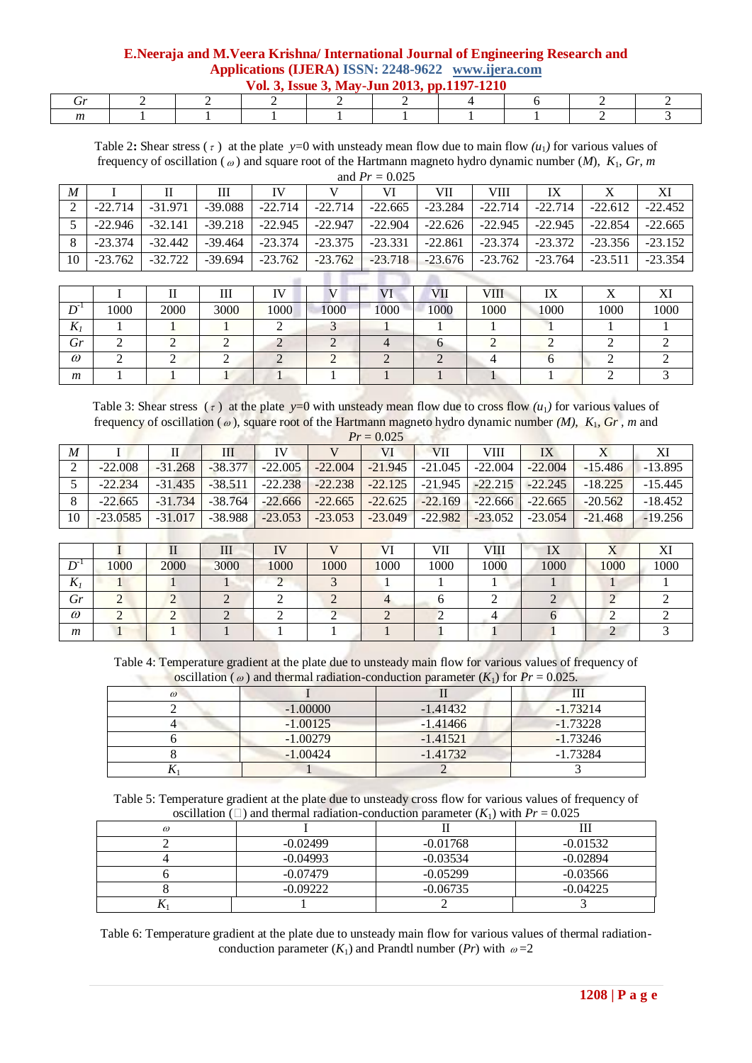| $Gr$ | 2 | 2 | 2 | 2 | 2 | 4 | 6 | 2 | 2 |
|---|---|---|---|---|---|---|---|---|---|
| $m$ | 1 | 1 | 1 | 1 | 1 | 1 | 1 | 2 | 3 |

Table 2**:** Shear stress ($\tau$) at the plate $y$=0 with unsteady mean flow due to main flow $(u_1)$ for various values of frequency of oscillation ($\omega$) and square root of the Hartmann magneto hydro dynamic number ($M$), $K_1$, $Gr$, $m$ and $Pr$ = 0.025

| $M$ | I | II | III | IV | V | VI | VII | VIII | IX | X | XI |
|---|---|---|---|---|---|---|---|---|---|---|---|
| 2 | -22.714 | -31.971 | -39.088 | -22.714 | -22.714 | -22.665 | -23.284 | -22.714 | -22.714 | -22.612 | -22.452 |
| 5 | -22.946 | -32.141 | -39.218 | -22.945 | -22.947 | -22.904 | -22.626 | -22.945 | -22.945 | -22.854 | -22.665 |
| 8 | -23.374 | -32.442 | -39.464 | -23.374 | -23.375 | -23.331 | -22.861 | -23.374 | -23.372 | -23.356 | -23.152 |
| 10 | -23.762 | -32.722 | -39.694 | -23.762 | -23.762 | -23.718 | -23.676 | -23.762 | -23.764 | -23.511 | -23.354 |

| | I | II | III | IV | V | VI | VII | VIII | IX | X | XI |
|---|---|---|---|---|---|---|---|---|---|---|---|
| $D^{-1}$ | 1000 | 2000 | 3000 | 1000 | 1000 | 1000 | 1000 | 1000 | 1000 | 1000 | 1000 |
| $K_1$ | 1 | 1 | 1 | 2 | 3 | 1 | 1 | 1 | 1 | 1 | 1 |
| $Gr$ | 2 | 2 | 2 | 2 | 2 | 4 | 6 | 2 | 2 | 2 | 2 |
| $\omega$ | 2 | 2 | 2 | 2 | 2 | 2 | 2 | 4 | 6 | 2 | 2 |
| $m$ | 1 | 1 | 1 | 1 | 1 | 1 | 1 | 1 | 1 | 2 | 3 |

Table 3: Shear stress ($\tau$) at the plate $y$=0 with unsteady mean flow due to cross flow $(u_1)$ for various values of frequency of oscillation ($\omega$), square root of the Hartmann magneto hydro dynamic number $(M)$, $K_1$, $Gr$, $m$ and $Pr$ = 0.025

| $M$ | I | II | III | IV | V | VI | VII | VIII | IX | X | XI |
|---|---|---|---|---|---|---|---|---|---|---|---|
| 2 | -22.008 | -31.268 | -38.377 | -22.005 | -22.004 | -21.945 | -21.045 | -22.004 | -22.004 | -15.486 | -13.895 |
| 5 | -22.234 | -31.435 | -38.511 | -22.238 | -22.238 | -22.125 | -21.945 | -22.215 | -22.245 | -18.225 | -15.445 |
| 8 | -22.665 | -31.734 | -38.764 | -22.666 | -22.665 | -22.625 | -22.169 | -22.666 | -22.665 | -20.562 | -18.452 |
| 10 | -23.0585 | -31.017 | -38.988 | -23.053 | -23.053 | -23.049 | -22.982 | -23.052 | -23.054 | -21.468 | -19.256 |

| | I | II | III | IV | V | VI | VII | VIII | IX | X | XI |
|---|---|---|---|---|---|---|---|---|---|---|---|
| $D^{-1}$ | 1000 | 2000 | 3000 | 1000 | 1000 | 1000 | 1000 | 1000 | 1000 | 1000 | 1000 |
| $K_1$ | 1 | 1 | 1 | 2 | 3 | 1 | 1 | 1 | 1 | 1 | 1 |
| $Gr$ | 2 | 2 | 2 | 2 | 2 | 4 | 6 | 2 | 2 | 2 | 2 |
| $\omega$ | 2 | 2 | 2 | 2 | 2 | 2 | 2 | 4 | 6 | 2 | 2 |
| $m$ | 1 | 1 | 1 | 1 | 1 | 1 | 1 | 1 | 1 | 2 | 3 |

Table 4: Temperature gradient at the plate due to unsteady main flow for various values of frequency of oscillation ($\omega$) and thermal radiation-conduction parameter ($K_1$) for $Pr$ = 0.025.

| $\omega$ | I | II | III |
|---|---|---|---|
| 2 | -1.00000 | -1.41432 | -1.73214 |
| 4 | -1.00125 | -1.41466 | -1.73228 |
| 6 | -1.00279 | -1.41521 | -1.73246 |
| 8 | -1.00424 | -1.41732 | -1.73284 |
| $K_1$ | 1 | 2 | 3 |

Table 5: Temperature gradient at the plate due to unsteady cross flow for various values of frequency of oscillation (□) and thermal radiation-conduction parameter ($K_1$) with $Pr$ = 0.025

| $\omega$ | I | II | III |
|---|---|---|---|
| 2 | -0.02499 | -0.01768 | -0.01532 |
| 4 | -0.04993 | -0.03534 | -0.02894 |
| 6 | -0.07479 | -0.05299 | -0.03566 |
| 8 | -0.09222 | -0.06735 | -0.04225 |
| $K_1$ | 1 | 2 | 3 |

Table 6: Temperature gradient at the plate due to unsteady main flow for various values of thermal radiation-conduction parameter ($K_1$) and Prandtl number ($Pr$) with $\omega$=2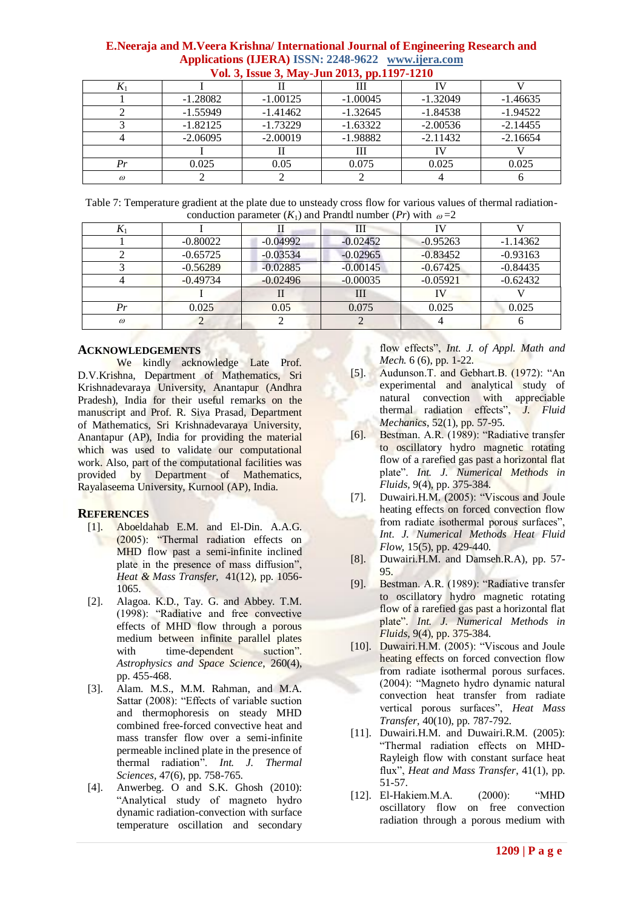| $K_1$ | I | II | III | IV | V |
|---|---|---|---|---|---|
| 1 | -1.28082 | -1.00125 | -1.00045 | -1.32049 | -1.46635 |
| 2 | -1.55949 | -1.41462 | -1.32645 | -1.84538 | -1.94522 |
| 3 | -1.82125 | -1.73229 | -1.63322 | -2.00536 | -2.14455 |
| 4 | -2.06095 | -2.00019 | -1.98882 | -2.11432 | -2.16654 |
| | I | II | III | IV | V |
| $Pr$ | 0.025 | 0.05 | 0.075 | 0.025 | 0.025 |
| $\omega$ | 2 | 2 | 2 | 4 | 6 |

Table 7: Temperature gradient at the plate due to unsteady cross flow for various values of thermal radiation-conduction parameter ($K_1$) and Prandtl number ($Pr$) with $\omega$=2

| $K_1$ | I | II | III | IV | V |
|---|---|---|---|---|---|
| 1 | -0.80022 | -0.04992 | -0.02452 | -0.95263 | -1.14362 |
| 2 | -0.65725 | -0.03534 | -0.02965 | -0.83452 | -0.93163 |
| 3 | -0.56289 | -0.02885 | -0.00145 | -0.67425 | -0.84435 |
| 4 | -0.49734 | -0.02496 | -0.00035 | -0.05921 | -0.62432 |
| | I | II | III | IV | V |
| $Pr$ | 0.025 | 0.05 | 0.075 | 0.025 | 0.025 |
| $\omega$ | 2 | 2 | 2 | 4 | 6 |

## ACKNOWLEDGEMENTS

We kindly acknowledge Late Prof. D.V.Krishna, Department of Mathematics, Sri Krishnadevaraya University, Anantapur (Andhra Pradesh), India for their useful remarks on the manuscript and Prof. R. Siva Prasad, Department of Mathematics, Sri Krishnadevaraya University, Anantapur (AP), India for providing the material which was used to validate our computational work. Also, part of the computational facilities was provided by Department of Mathematics, Rayalaseema University, Kurnool (AP), India.

## REFERENCES

[1]. Aboeldahab E.M. and El-Din. A.A.G. (2005): "Thermal radiation effects on MHD flow past a semi-infinite inclined plate in the presence of mass diffusion", *Heat & Mass Transfer*, 41(12), pp. 1056-1065.

[2]. Alagoa. K.D., Tay. G. and Abbey. T.M. (1998): "Radiative and free convective effects of MHD flow through a porous medium between infinite parallel plates with time-dependent suction". *Astrophysics and Space Science*, 260(4), pp. 455-468.

[3]. Alam. M.S., M.M. Rahman, and M.A. Sattar (2008): "Effects of variable suction and thermophoresis on steady MHD combined free-forced convective heat and mass transfer flow over a semi-infinite permeable inclined plate in the presence of thermal radiation". *Int. J. Thermal Sciences*, 47(6), pp. 758-765.

[4]. Anwerbeg. O and S.K. Ghosh (2010): "Analytical study of magneto hydro dynamic radiation-convection with surface temperature oscillation and secondary flow effects", *Int. J. of Appl. Math and Mech.* 6 (6), pp. 1-22.

[5]. Audunson.T. and Gebhart.B. (1972): "An experimental and analytical study of natural convection with appreciable thermal radiation effects", *J. Fluid Mechanics*, 52(1), pp. 57-95.

[6]. Bestman. A.R. (1989): "Radiative transfer to oscillatory hydro magnetic rotating flow of a rarefied gas past a horizontal flat plate". *Int. J. Numerical Methods in Fluids*, 9(4), pp. 375-384.

[7]. Duwairi.H.M. (2005): "Viscous and Joule heating effects on forced convection flow from radiate isothermal porous surfaces", *Int. J. Numerical Methods Heat Fluid Flow*, 15(5), pp. 429-440.

[8]. Duwairi.H.M. and Damseh.R.A), pp. 57-95.

[9]. Bestman. A.R. (1989): "Radiative transfer to oscillatory hydro magnetic rotating flow of a rarefied gas past a horizontal flat plate". *Int. J. Numerical Methods in Fluids*, 9(4), pp. 375-384.

[10]. Duwairi.H.M. (2005): "Viscous and Joule heating effects on forced convection flow from radiate isothermal porous surfaces. (2004): "Magneto hydro dynamic natural convection heat transfer from radiate vertical porous surfaces", *Heat Mass Transfer*, 40(10), pp. 787-792.

[11]. Duwairi.H.M. and Duwairi.R.M. (2005): "Thermal radiation effects on MHD-Rayleigh flow with constant surface heat flux", *Heat and Mass Transfer*, 41(1), pp. 51-57.

[12]. El-Hakiem.M.A. (2000): "MHD oscillatory flow on free convection radiation through a porous medium with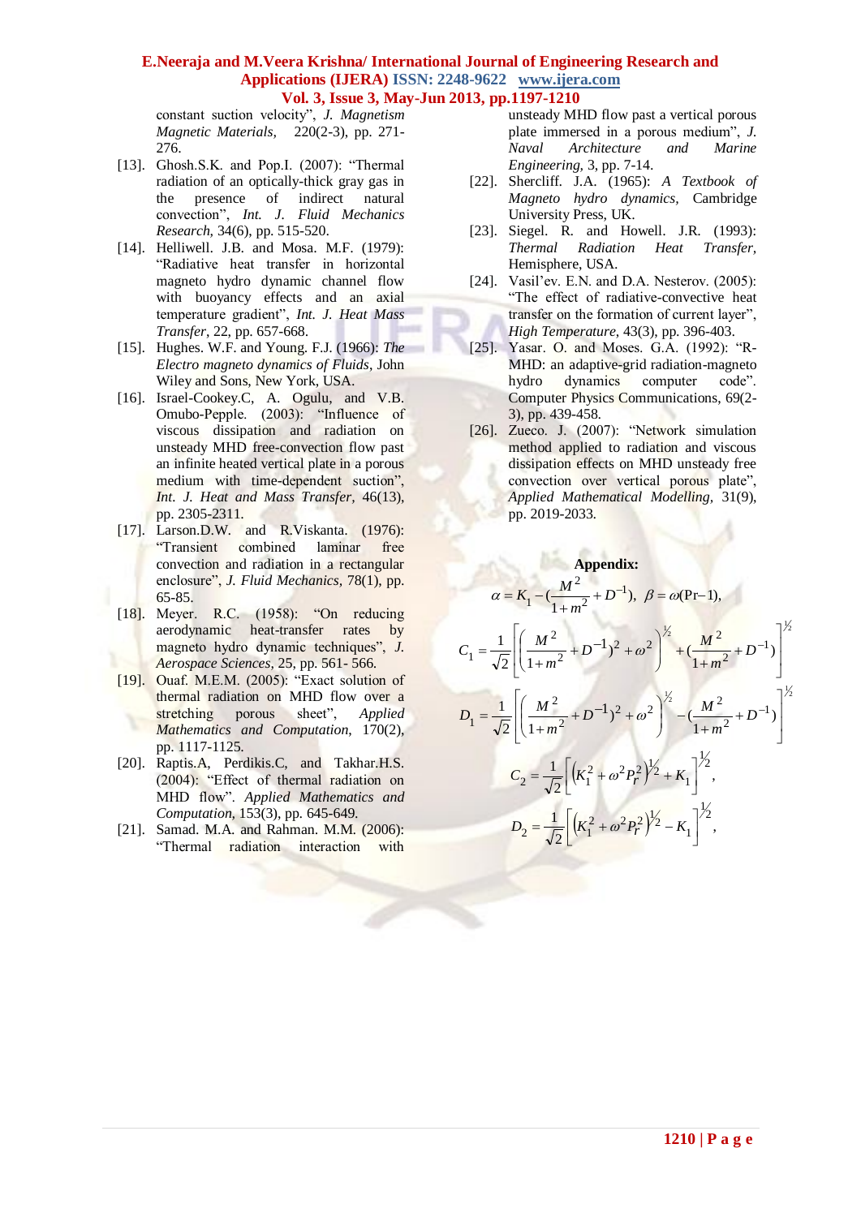constant suction velocity", *J. Magnetism Magnetic Materials,* 220(2-3), pp. 271-276.

[13]. Ghosh.S.K. and Pop.I. (2007): "Thermal radiation of an optically-thick gray gas in the presence of indirect natural convection", *Int. J. Fluid Mechanics Research*, 34(6), pp. 515-520.

[14]. Helliwell. J.B. and Mosa. M.F. (1979): "Radiative heat transfer in horizontal magneto hydro dynamic channel flow with buoyancy effects and an axial temperature gradient", *Int. J. Heat Mass Transfer*, 22, pp. 657-668.

[15]. Hughes. W.F. and Young. F.J. (1966): *The Electro magneto dynamics of Fluids*, John Wiley and Sons, New York, USA.

[16]. Israel-Cookey.C, A. Ogulu, and V.B. Omubo-Pepple. (2003): "Influence of viscous dissipation and radiation on unsteady MHD free-convection flow past an infinite heated vertical plate in a porous medium with time-dependent suction", *Int. J. Heat and Mass Transfer*, 46(13), pp. 2305-2311.

[17]. Larson.D.W. and R.Viskanta. (1976): "Transient combined laminar free convection and radiation in a rectangular enclosure", *J. Fluid Mechanics*, 78(1), pp. 65-85.

[18]. Meyer. R.C. (1958): "On reducing aerodynamic heat-transfer rates by magneto hydro dynamic techniques", *J. Aerospace Sciences*, 25, pp. 561- 566.

[19]. Ouaf. M.E.M. (2005): "Exact solution of thermal radiation on MHD flow over a stretching porous sheet", *Applied Mathematics and Computation*, 170(2), pp. 1117-1125.

[20]. Raptis.A, Perdikis.C, and Takhar.H.S. (2004): "Effect of thermal radiation on MHD flow". *Applied Mathematics and Computation*, 153(3), pp. 645-649.

[21]. Samad. M.A. and Rahman. M.M. (2006): "Thermal radiation interaction with unsteady MHD flow past a vertical porous plate immersed in a porous medium", *J. Naval Architecture and Marine Engineering*, 3, pp. 7-14.

[22]. Shercliff. J.A. (1965): *A Textbook of Magneto hydro dynamics*, Cambridge University Press, UK.

[23]. Siegel. R. and Howell. J.R. (1993): *Thermal Radiation Heat Transfer*, Hemisphere, USA.

[24]. Vasil'ev. E.N. and D.A. Nesterov. (2005): "The effect of radiative-convective heat transfer on the formation of current layer", *High Temperature*, 43(3), pp. 396-403.

[25]. Yasar. O. and Moses. G.A. (1992): "R-MHD: an adaptive-grid radiation-magneto hydro dynamics computer code". Computer Physics Communications, 69(2-3), pp. 439-458.

[26]. Zueco. J. (2007): "Network simulation method applied to radiation and viscous dissipation effects on MHD unsteady free convection over vertical porous plate", *Applied Mathematical Modelling*, 31(9), pp. 2019-2033.

**Appendix:**

$$\alpha = K_1 - \left(\frac{M^2}{1+m^2} + D^{-1}\right), \ \beta = \omega(\Pr - 1),$$

$$C_1 = \frac{1}{\sqrt{2}}\left[\left(\left(\frac{M^2}{1+m^2} + D^{-1}\right)^2 + \omega^2\right)^{1/2} + \left(\frac{M^2}{1+m^2} + D^{-1}\right)\right]^{1/2}$$

$$D_1 = \frac{1}{\sqrt{2}}\left[\left(\left(\frac{M^2}{1+m^2} + D^{-1}\right)^2 + \omega^2\right)^{1/2} - \left(\frac{M^2}{1+m^2} + D^{-1}\right)\right]^{1/2}$$

$$C_2 = \frac{1}{\sqrt{2}}\left[\left(K_1^2 + \omega^2 P_r^2\right)^{1/2} + K_1\right]^{1/2},$$

$$D_2 = \frac{1}{\sqrt{2}}\left[\left(K_1^2 + \omega^2 P_r^2\right)^{1/2} - K_1\right]^{1/2},$$